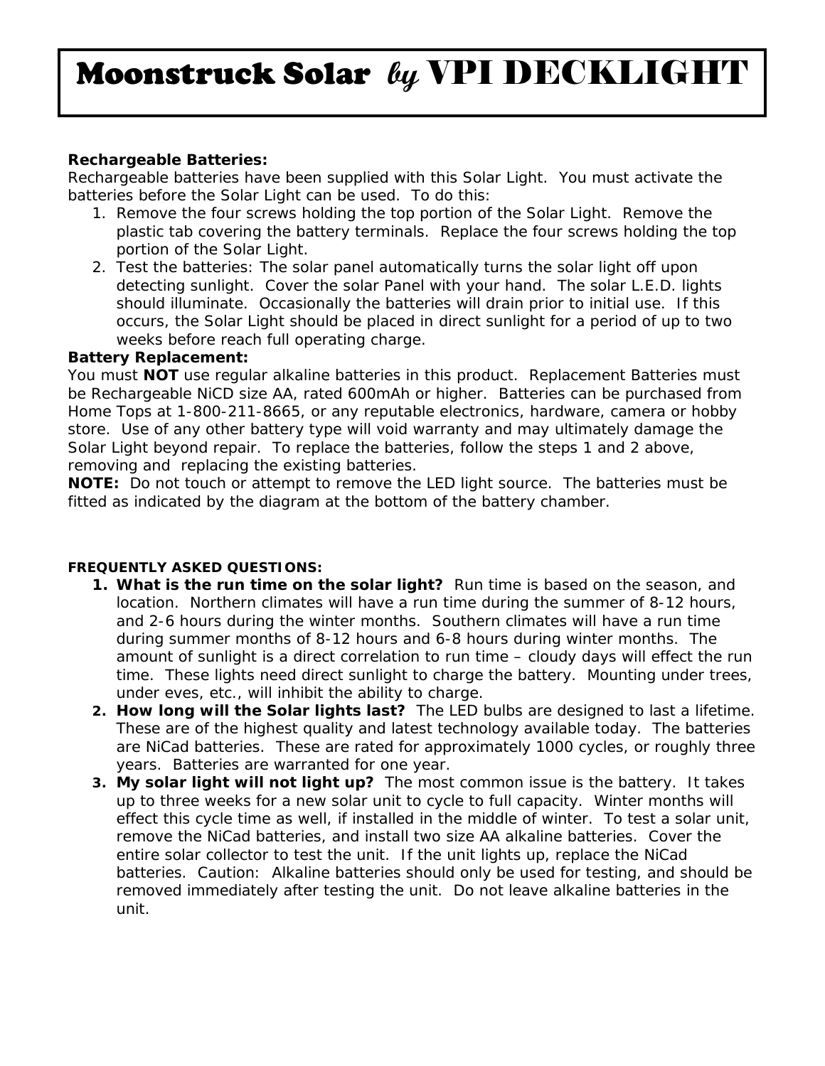# Moonstruck Solar *by* VPI DECKLIGHT

**Rechargeable Batteries:**
Rechargeable batteries have been supplied with this Solar Light. You must activate the batteries before the Solar Light can be used. To do this:

1. Remove the four screws holding the top portion of the Solar Light. Remove the plastic tab covering the battery terminals. Replace the four screws holding the top portion of the Solar Light.
2. Test the batteries: The solar panel automatically turns the solar light off upon detecting sunlight. Cover the solar Panel with your hand. The solar L.E.D. lights should illuminate. Occasionally the batteries will drain prior to initial use. If this occurs, the Solar Light should be placed in direct sunlight for a period of up to two weeks before reach full operating charge.

**Battery Replacement:**
You must **NOT** use regular alkaline batteries in this product. Replacement Batteries must be Rechargeable NiCD size AA, rated 600mAh or higher. Batteries can be purchased from Home Tops at 1-800-211-8665, or any reputable electronics, hardware, camera or hobby store. Use of any other battery type will void warranty and may ultimately damage the Solar Light beyond repair. To replace the batteries, follow the steps 1 and 2 above, removing and replacing the existing batteries.
**NOTE:** Do not touch or attempt to remove the LED light source. The batteries must be fitted as indicated by the diagram at the bottom of the battery chamber.

**FREQUENTLY ASKED QUESTIONS:**

1. **What is the run time on the solar light?** Run time is based on the season, and location. Northern climates will have a run time during the summer of 8-12 hours, and 2-6 hours during the winter months. Southern climates will have a run time during summer months of 8-12 hours and 6-8 hours during winter months. The amount of sunlight is a direct correlation to run time – cloudy days will effect the run time. These lights need direct sunlight to charge the battery. Mounting under trees, under eves, etc., will inhibit the ability to charge.
2. **How long will the Solar lights last?** The LED bulbs are designed to last a lifetime. These are of the highest quality and latest technology available today. The batteries are NiCad batteries. These are rated for approximately 1000 cycles, or roughly three years. Batteries are warranted for one year.
3. **My solar light will not light up?** The most common issue is the battery. It takes up to three weeks for a new solar unit to cycle to full capacity. Winter months will effect this cycle time as well, if installed in the middle of winter. To test a solar unit, remove the NiCad batteries, and install two size AA alkaline batteries. Cover the entire solar collector to test the unit. If the unit lights up, replace the NiCad batteries. Caution: Alkaline batteries should only be used for testing, and should be removed immediately after testing the unit. Do not leave alkaline batteries in the unit.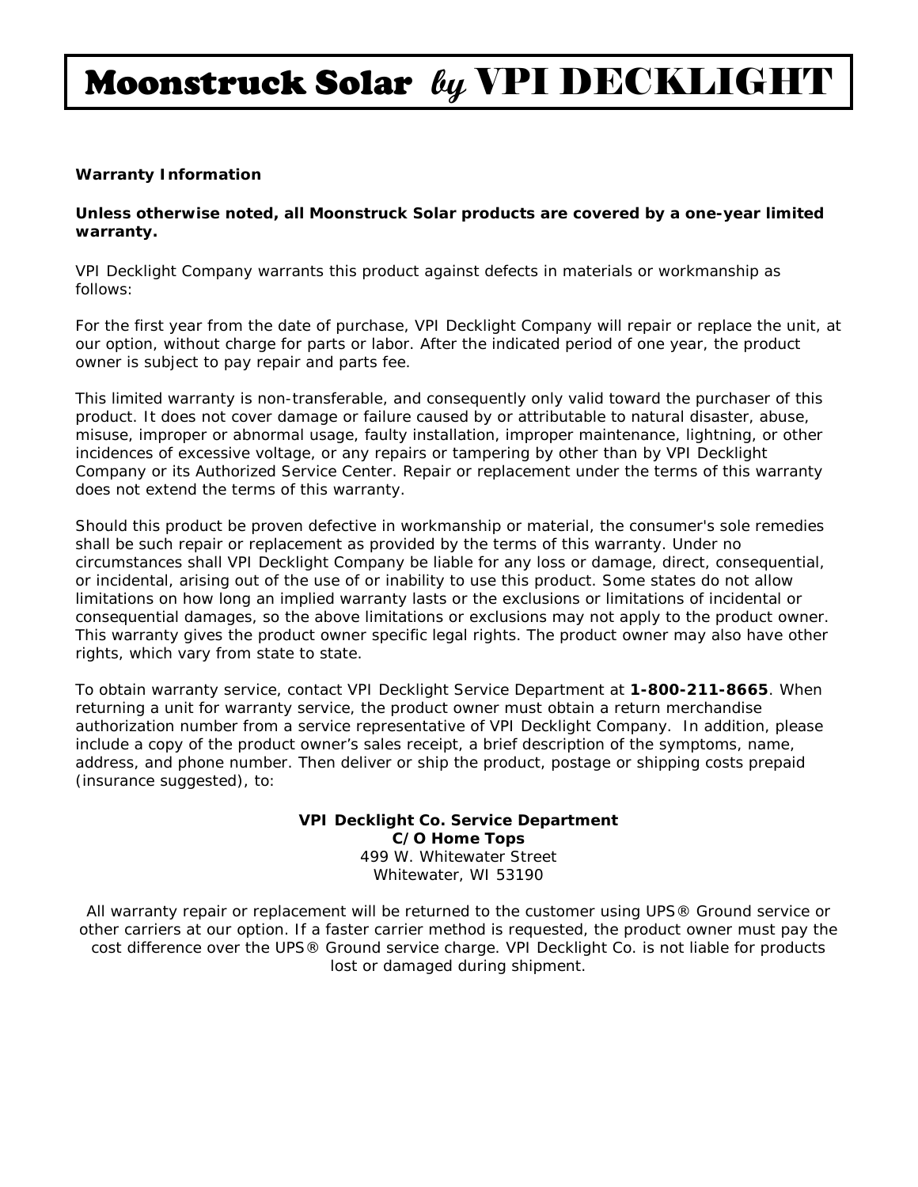# Moonstruck Solar *by* VPI DECKLIGHT

**Warranty Information**

**Unless otherwise noted, all Moonstruck Solar products are covered by a one-year limited warranty.**

VPI Decklight Company warrants this product against defects in materials or workmanship as follows:

For the first year from the date of purchase, VPI Decklight Company will repair or replace the unit, at our option, without charge for parts or labor. After the indicated period of one year, the product owner is subject to pay repair and parts fee.

This limited warranty is non-transferable, and consequently only valid toward the purchaser of this product. It does not cover damage or failure caused by or attributable to natural disaster, abuse, misuse, improper or abnormal usage, faulty installation, improper maintenance, lightning, or other incidences of excessive voltage, or any repairs or tampering by other than by VPI Decklight Company or its Authorized Service Center. Repair or replacement under the terms of this warranty does not extend the terms of this warranty.

Should this product be proven defective in workmanship or material, the consumer's sole remedies shall be such repair or replacement as provided by the terms of this warranty. Under no circumstances shall VPI Decklight Company be liable for any loss or damage, direct, consequential, or incidental, arising out of the use of or inability to use this product. Some states do not allow limitations on how long an implied warranty lasts or the exclusions or limitations of incidental or consequential damages, so the above limitations or exclusions may not apply to the product owner. This warranty gives the product owner specific legal rights. The product owner may also have other rights, which vary from state to state.

To obtain warranty service, contact VPI Decklight Service Department at **1-800-211-8665**. When returning a unit for warranty service, the product owner must obtain a return merchandise authorization number from a service representative of VPI Decklight Company. In addition, please include a copy of the product owner's sales receipt, a brief description of the symptoms, name, address, and phone number. Then deliver or ship the product, postage or shipping costs prepaid (insurance suggested), to:

**VPI Decklight Co. Service Department**
**C/O Home Tops**
499 W. Whitewater Street
Whitewater, WI 53190

All warranty repair or replacement will be returned to the customer using UPS® Ground service or other carriers at our option. If a faster carrier method is requested, the product owner must pay the cost difference over the UPS® Ground service charge. VPI Decklight Co. is not liable for products lost or damaged during shipment.